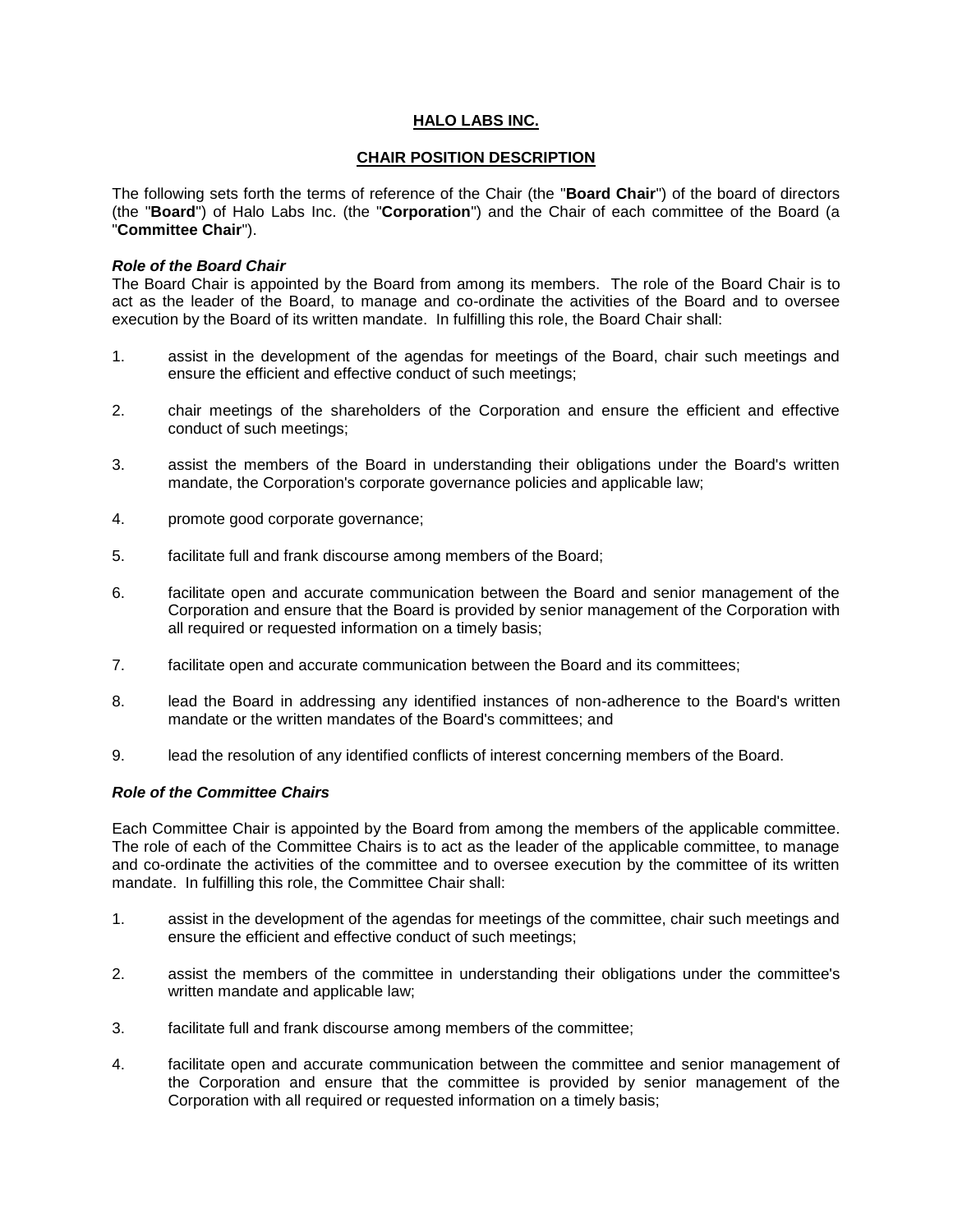# HALO LABS INC.

## CHAIR POSITION DESCRIPTION

The following sets forth the terms of reference of the Chair (the "**Board Chair**") of the board of directors (the "**Board**") of Halo Labs Inc. (the "**Corporation**") and the Chair of each committee of the Board (a "**Committee Chair**").

***Role of the Board Chair***

The Board Chair is appointed by the Board from among its members. The role of the Board Chair is to act as the leader of the Board, to manage and co-ordinate the activities of the Board and to oversee execution by the Board of its written mandate. In fulfilling this role, the Board Chair shall:

1. assist in the development of the agendas for meetings of the Board, chair such meetings and ensure the efficient and effective conduct of such meetings;

2. chair meetings of the shareholders of the Corporation and ensure the efficient and effective conduct of such meetings;

3. assist the members of the Board in understanding their obligations under the Board's written mandate, the Corporation's corporate governance policies and applicable law;

4. promote good corporate governance;

5. facilitate full and frank discourse among members of the Board;

6. facilitate open and accurate communication between the Board and senior management of the Corporation and ensure that the Board is provided by senior management of the Corporation with all required or requested information on a timely basis;

7. facilitate open and accurate communication between the Board and its committees;

8. lead the Board in addressing any identified instances of non-adherence to the Board's written mandate or the written mandates of the Board's committees; and

9. lead the resolution of any identified conflicts of interest concerning members of the Board.

***Role of the Committee Chairs***

Each Committee Chair is appointed by the Board from among the members of the applicable committee. The role of each of the Committee Chairs is to act as the leader of the applicable committee, to manage and co-ordinate the activities of the committee and to oversee execution by the committee of its written mandate. In fulfilling this role, the Committee Chair shall:

1. assist in the development of the agendas for meetings of the committee, chair such meetings and ensure the efficient and effective conduct of such meetings;

2. assist the members of the committee in understanding their obligations under the committee's written mandate and applicable law;

3. facilitate full and frank discourse among members of the committee;

4. facilitate open and accurate communication between the committee and senior management of the Corporation and ensure that the committee is provided by senior management of the Corporation with all required or requested information on a timely basis;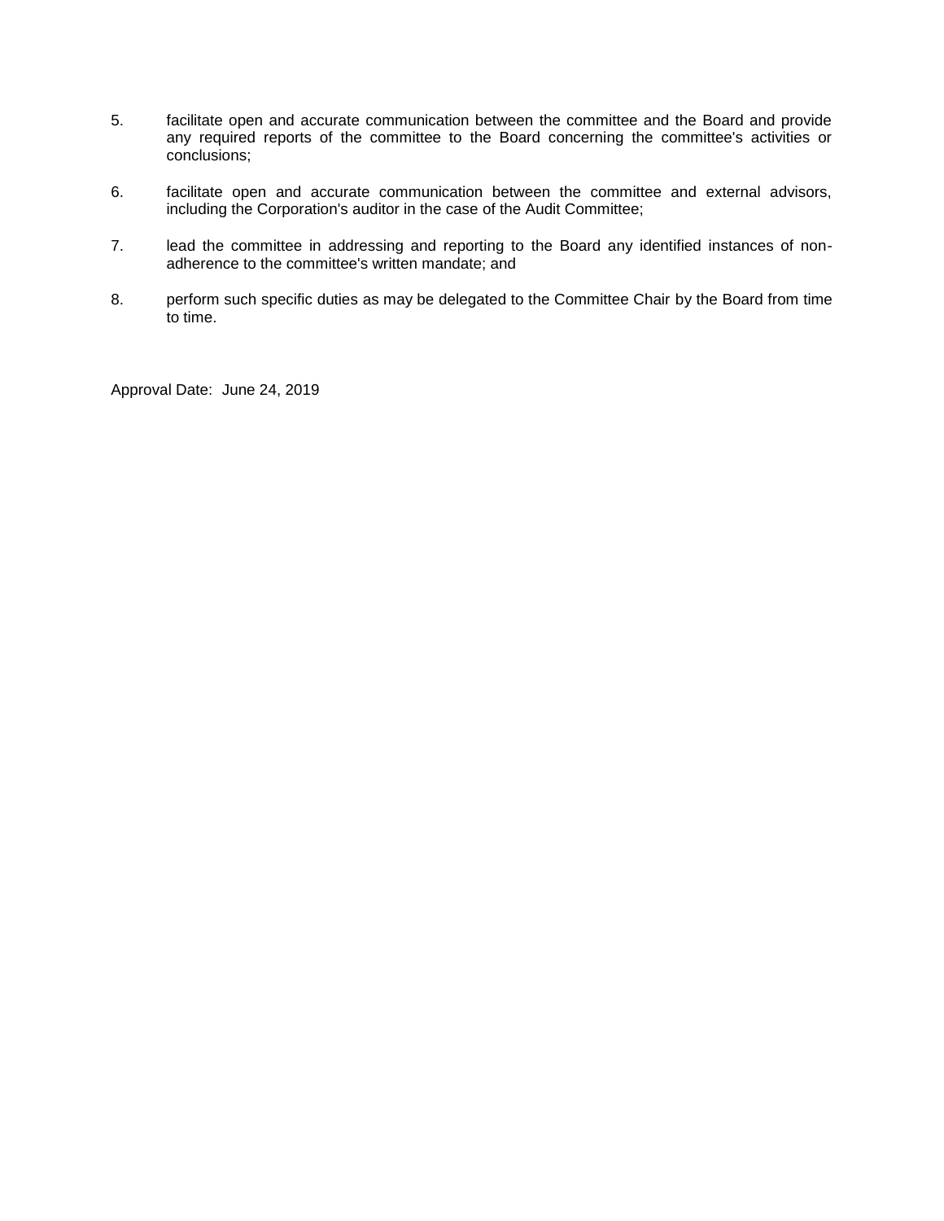5. facilitate open and accurate communication between the committee and the Board and provide any required reports of the committee to the Board concerning the committee's activities or conclusions;

6. facilitate open and accurate communication between the committee and external advisors, including the Corporation's auditor in the case of the Audit Committee;

7. lead the committee in addressing and reporting to the Board any identified instances of non-adherence to the committee's written mandate; and

8. perform such specific duties as may be delegated to the Committee Chair by the Board from time to time.

Approval Date: June 24, 2019